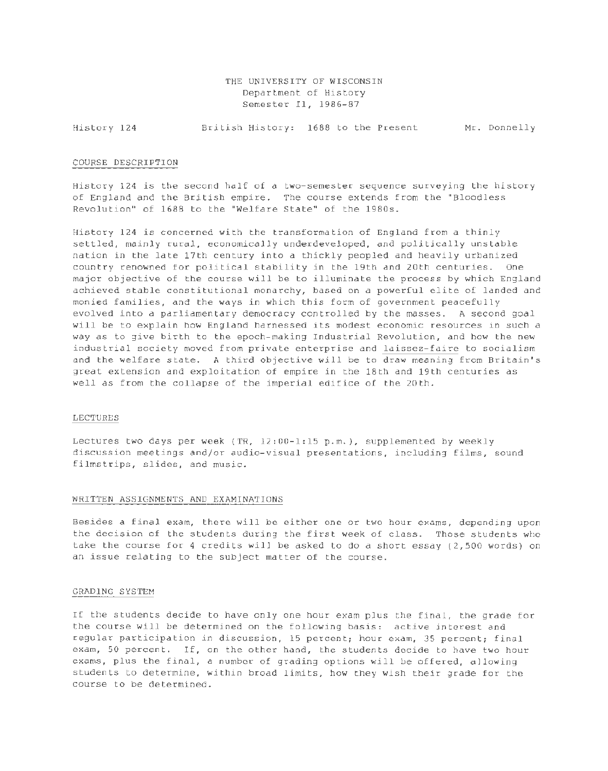THE UNIVERSITY OF WISCONSIN
Department of History
Semester II, 1986-87

History 124 | British History: 1688 to the Present | Mr. Donnelly

## COURSE DESCRIPTION

History 124 is the second half of a two-semester sequence surveying the history of England and the British empire. The course extends from the "Bloodless Revolution" of 1688 to the "Welfare State" of the 1980s.

History 124 is concerned with the transformation of England from a thinly settled, mainly rural, economically underdeveloped, and politically unstable nation in the late 17th century into a thickly peopled and heavily urbanized country renowned for political stability in the 19th and 20th centuries. One major objective of the course will be to illuminate the process by which England achieved stable constitutional monarchy, based on a powerful elite of landed and monied families, and the ways in which this form of government peacefully evolved into a parliamentary democracy controlled by the masses. A second goal will be to explain how England harnessed its modest economic resources in such a way as to give birth to the epoch-making Industrial Revolution, and how the new industrial society moved from private enterprise and laissez-faire to socialism and the welfare state. A third objective will be to draw meaning from Britain's great extension and exploitation of empire in the 18th and 19th centuries as well as from the collapse of the imperial edifice of the 20th.

## LECTURES

Lectures two days per week (TR, 12:00-1:15 p.m.), supplemented by weekly discussion meetings and/or audio-visual presentations, including films, sound filmstrips, slides, and music.

## WRITTEN ASSIGNMENTS AND EXAMINATIONS

Besides a final exam, there will be either one or two hour exams, depending upon the decision of the students during the first week of class. Those students who take the course for 4 credits will be asked to do a short essay (2,500 words) on an issue relating to the subject matter of the course.

## GRADING SYSTEM

If the students decide to have only one hour exam plus the final, the grade for the course will be determined on the following basis: active interest and regular participation in discussion, 15 percent; hour exam, 35 percent; final exam, 50 percent. If, on the other hand, the students decide to have two hour exams, plus the final, a number of grading options will be offered, allowing students to determine, within broad limits, how they wish their grade for the course to be determined.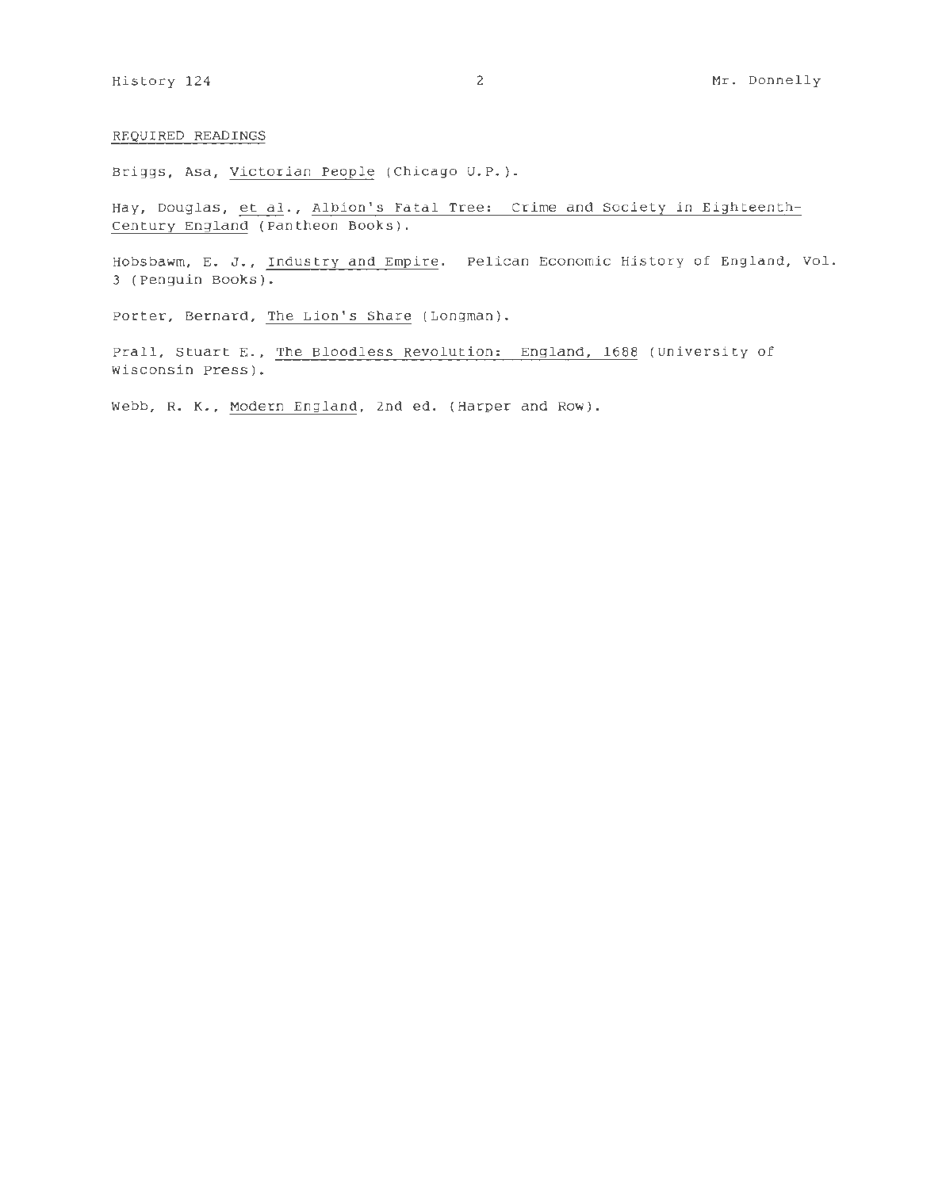## REQUIRED READINGS

Briggs, Asa, *Victorian People* (Chicago U.P.).

Hay, Douglas, *et al.*, *Albion's Fatal Tree: Crime and Society in Eighteenth-Century England* (Pantheon Books).

Hobsbawm, E. J., *Industry and Empire*. Pelican Economic History of England, Vol. 3 (Penguin Books).

Porter, Bernard, *The Lion's Share* (Longman).

Prall, Stuart E., *The Bloodless Revolution: England, 1688* (University of Wisconsin Press).

Webb, R. K., *Modern England*, 2nd ed. (Harper and Row).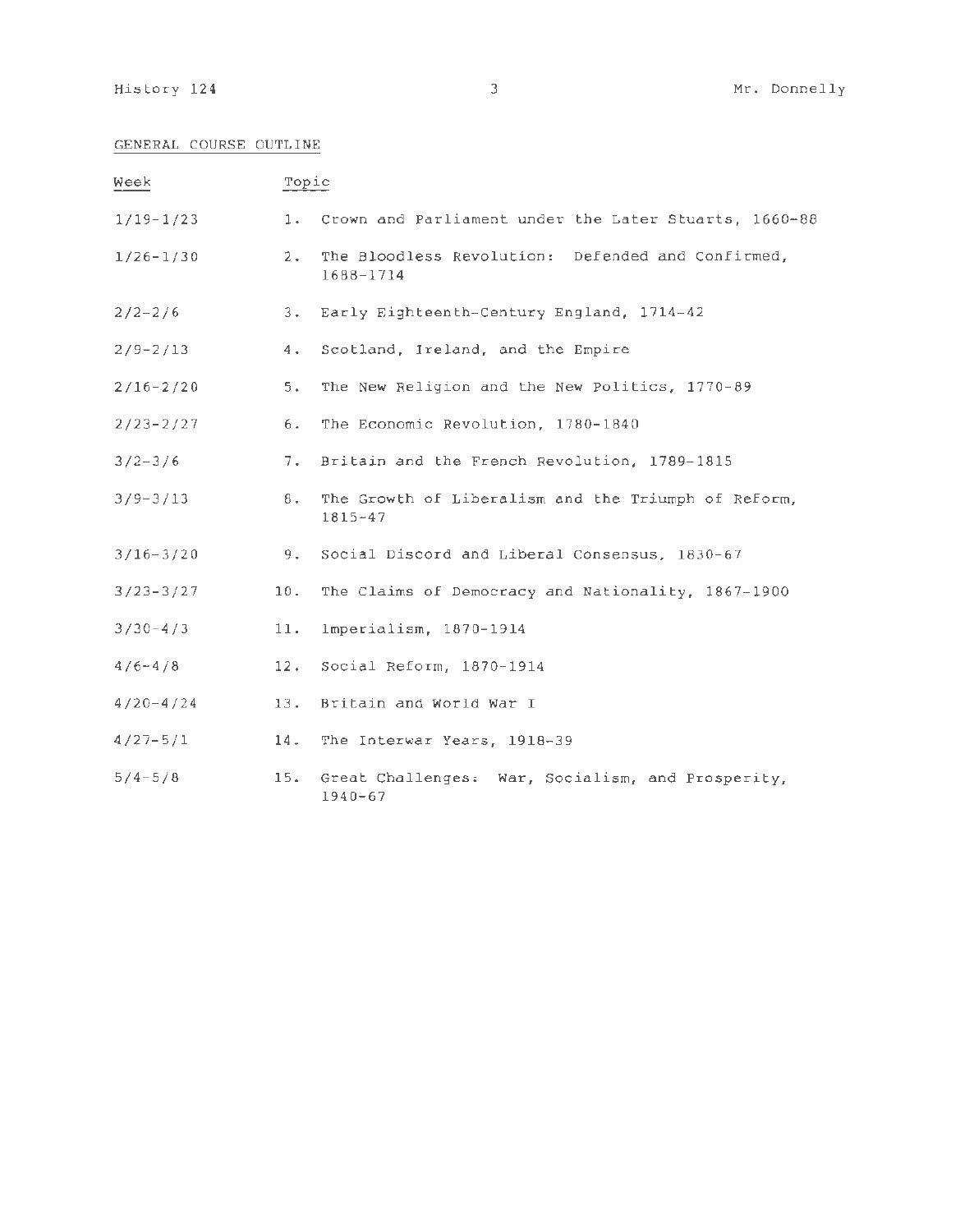## GENERAL COURSE OUTLINE

| Week | Topic |
| --- | --- |
| 1/19-1/23 | 1. Crown and Parliament under the Later Stuarts, 1660-88 |
| 1/26-1/30 | 2. The Bloodless Revolution: Defended and Confirmed, 1688-1714 |
| 2/2-2/6 | 3. Early Eighteenth-Century England, 1714-42 |
| 2/9-2/13 | 4. Scotland, Ireland, and the Empire |
| 2/16-2/20 | 5. The New Religion and the New Politics, 1770-89 |
| 2/23-2/27 | 6. The Economic Revolution, 1780-1840 |
| 3/2-3/6 | 7. Britain and the French Revolution, 1789-1815 |
| 3/9-3/13 | 8. The Growth of Liberalism and the Triumph of Reform, 1815-47 |
| 3/16-3/20 | 9. Social Discord and Liberal Consensus, 1830-67 |
| 3/23-3/27 | 10. The Claims of Democracy and Nationality, 1867-1900 |
| 3/30-4/3 | 11. Imperialism, 1870-1914 |
| 4/6-4/8 | 12. Social Reform, 1870-1914 |
| 4/20-4/24 | 13. Britain and World War I |
| 4/27-5/1 | 14. The Interwar Years, 1918-39 |
| 5/4-5/8 | 15. Great Challenges: War, Socialism, and Prosperity, 1940-67 |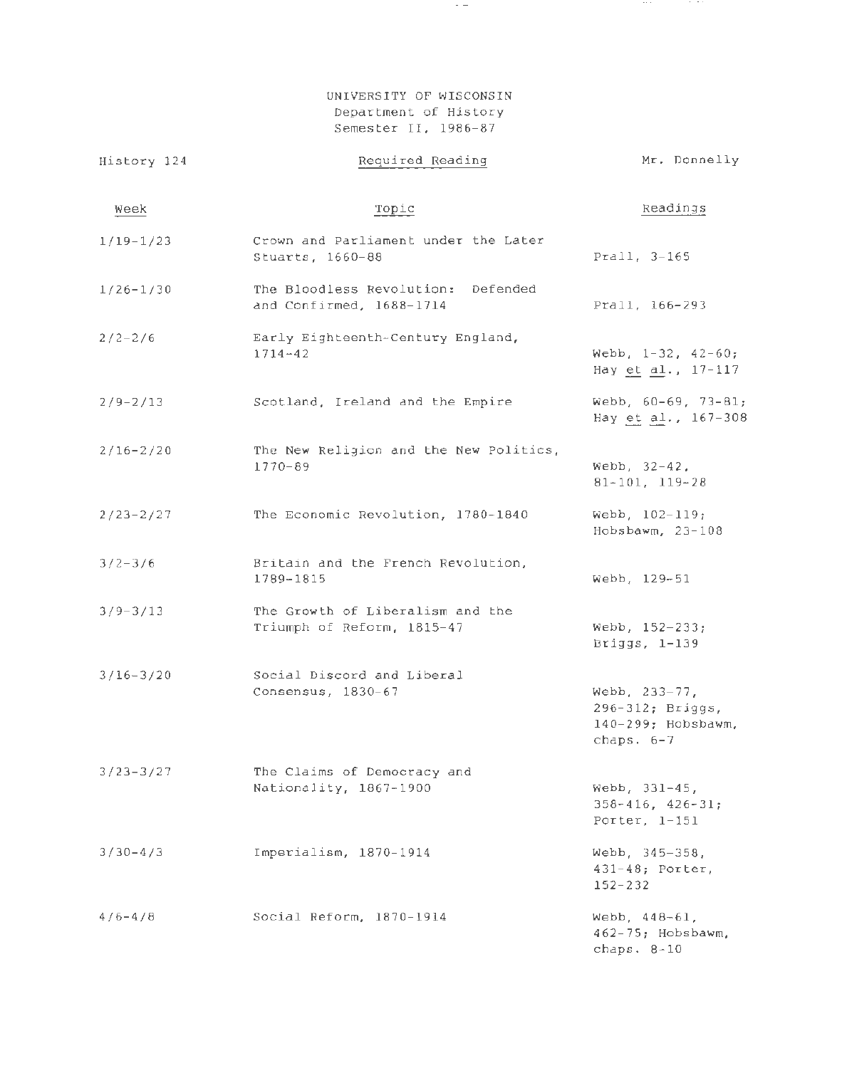UNIVERSITY OF WISCONSIN
Department of History
Semester II, 1986-87

History 124 — Required Reading — Mr. Donnelly

| Week | Topic | Readings |
|---|---|---|
| 1/19-1/23 | Crown and Parliament under the Later Stuarts, 1660-88 | Prall, 3-165 |
| 1/26-1/30 | The Bloodless Revolution: Defended and Confirmed, 1688-1714 | Prall, 166-293 |
| 2/2-2/6 | Early Eighteenth-Century England, 1714-42 | Webb, 1-32, 42-60; Hay *et al.*, 17-117 |
| 2/9-2/13 | Scotland, Ireland and the Empire | Webb, 60-69, 73-81; Hay *et al.*, 167-308 |
| 2/16-2/20 | The New Religion and the New Politics, 1770-89 | Webb, 32-42, 81-101, 119-28 |
| 2/23-2/27 | The Economic Revolution, 1780-1840 | Webb, 102-119; Hobsbawm, 23-108 |
| 3/2-3/6 | Britain and the French Revolution, 1789-1815 | Webb, 129-51 |
| 3/9-3/13 | The Growth of Liberalism and the Triumph of Reform, 1815-47 | Webb, 152-233; Briggs, 1-139 |
| 3/16-3/20 | Social Discord and Liberal Consensus, 1830-67 | Webb, 233-77, 296-312; Briggs, 140-299; Hobsbawm, chaps. 6-7 |
| 3/23-3/27 | The Claims of Democracy and Nationality, 1867-1900 | Webb, 331-45, 358-416, 426-31; Porter, 1-151 |
| 3/30-4/3 | Imperialism, 1870-1914 | Webb, 345-358, 431-48; Porter, 152-232 |
| 4/6-4/8 | Social Reform, 1870-1914 | Webb, 448-61, 462-75; Hobsbawm, chaps. 8-10 |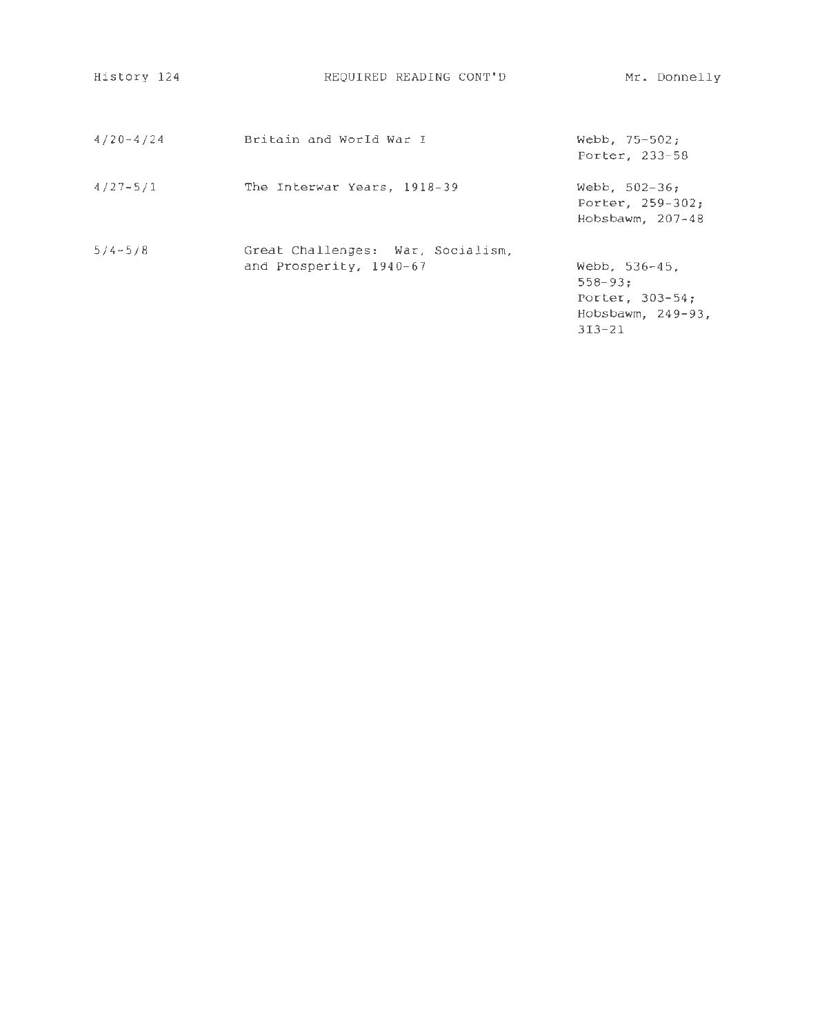| | | |
|---|---|---|
| 4/20-4/24 | Britain and World War I | Webb, 75-502; Porter, 233-58 |
| 4/27-5/1 | The Interwar Years, 1918-39 | Webb, 502-36; Porter, 259-302; Hobsbawm, 207-48 |
| 5/4-5/8 | Great Challenges: War, Socialism, and Prosperity, 1940-67 | Webb, 536-45, 558-93; Porter, 303-54; Hobsbawm, 249-93, 313-21 |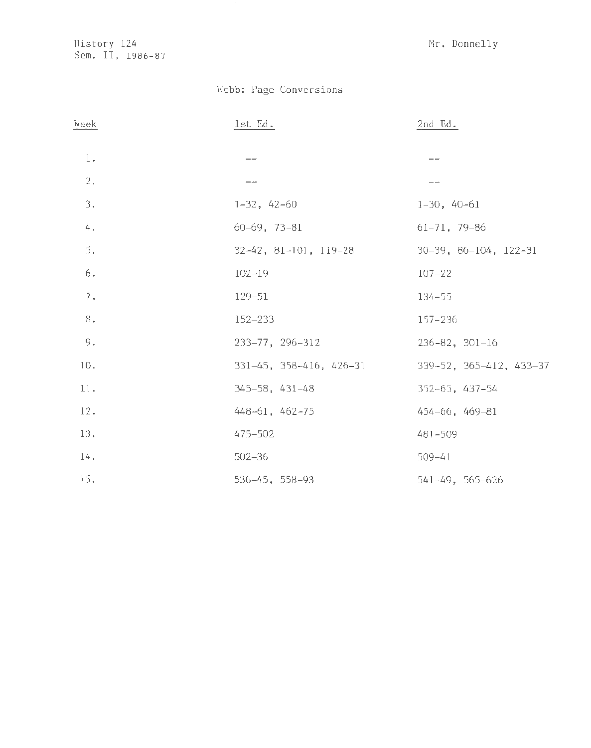History 124
Sem. II, 1986-87

Mr. Donnelly

# Webb: Page Conversions

| Week | 1st Ed. | 2nd Ed. |
|---|---|---|
| 1. | -- | -- |
| 2. | -- | -- |
| 3. | 1-32, 42-60 | 1-30, 40-61 |
| 4. | 60-69, 73-81 | 61-71, 79-86 |
| 5. | 32-42, 81-101, 119-28 | 30-39, 86-104, 122-31 |
| 6. | 102-19 | 107-22 |
| 7. | 129-51 | 134-55 |
| 8. | 152-233 | 157-236 |
| 9. | 233-77, 296-312 | 236-82, 301-16 |
| 10. | 331-45, 358-416, 426-31 | 339-52, 365-412, 433-37 |
| 11. | 345-58, 431-48 | 352-65, 437-54 |
| 12. | 448-61, 462-75 | 454-66, 469-81 |
| 13. | 475-502 | 481-509 |
| 14. | 502-36 | 509-41 |
| 15. | 536-45, 558-93 | 541-49, 565-626 |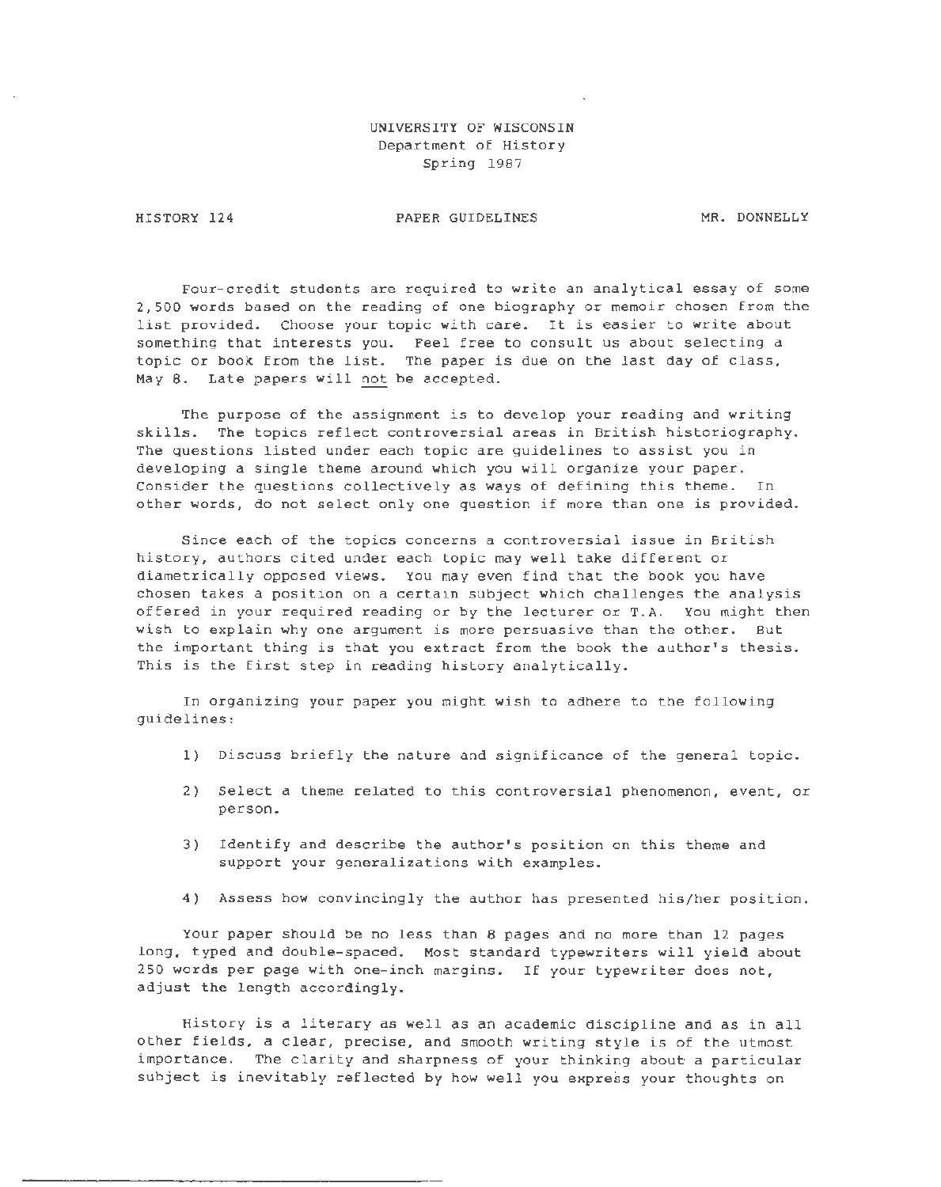UNIVERSITY OF WISCONSIN
Department of History
Spring 1987

HISTORY 124 PAPER GUIDELINES MR. DONNELLY

Four-credit students are required to write an analytical essay of some 2,500 words based on the reading of one biography or memoir chosen from the list provided. Choose your topic with care. It is easier to write about something that interests you. Feel free to consult us about selecting a topic or book from the list. The paper is due on the last day of class, May 8. Late papers will not be accepted.

The purpose of the assignment is to develop your reading and writing skills. The topics reflect controversial areas in British historiography. The questions listed under each topic are guidelines to assist you in developing a single theme around which you will organize your paper. Consider the questions collectively as ways of defining this theme. In other words, do not select only one question if more than one is provided.

Since each of the topics concerns a controversial issue in British history, authors cited under each topic may well take different or diametrically opposed views. You may even find that the book you have chosen takes a position on a certain subject which challenges the analysis offered in your required reading or by the lecturer or T.A. You might then wish to explain why one argument is more persuasive than the other. But the important thing is that you extract from the book the author's thesis. This is the first step in reading history analytically.

In organizing your paper you might wish to adhere to the following guidelines:

1) Discuss briefly the nature and significance of the general topic.

2) Select a theme related to this controversial phenomenon, event, or person.

3) Identify and describe the author's position on this theme and support your generalizations with examples.

4) Assess how convincingly the author has presented his/her position.

Your paper should be no less than 8 pages and no more than 12 pages long, typed and double-spaced. Most standard typewriters will yield about 250 words per page with one-inch margins. If your typewriter does not, adjust the length accordingly.

History is a literary as well as an academic discipline and as in all other fields, a clear, precise, and smooth writing style is of the utmost importance. The clarity and sharpness of your thinking about a particular subject is inevitably reflected by how well you express your thoughts on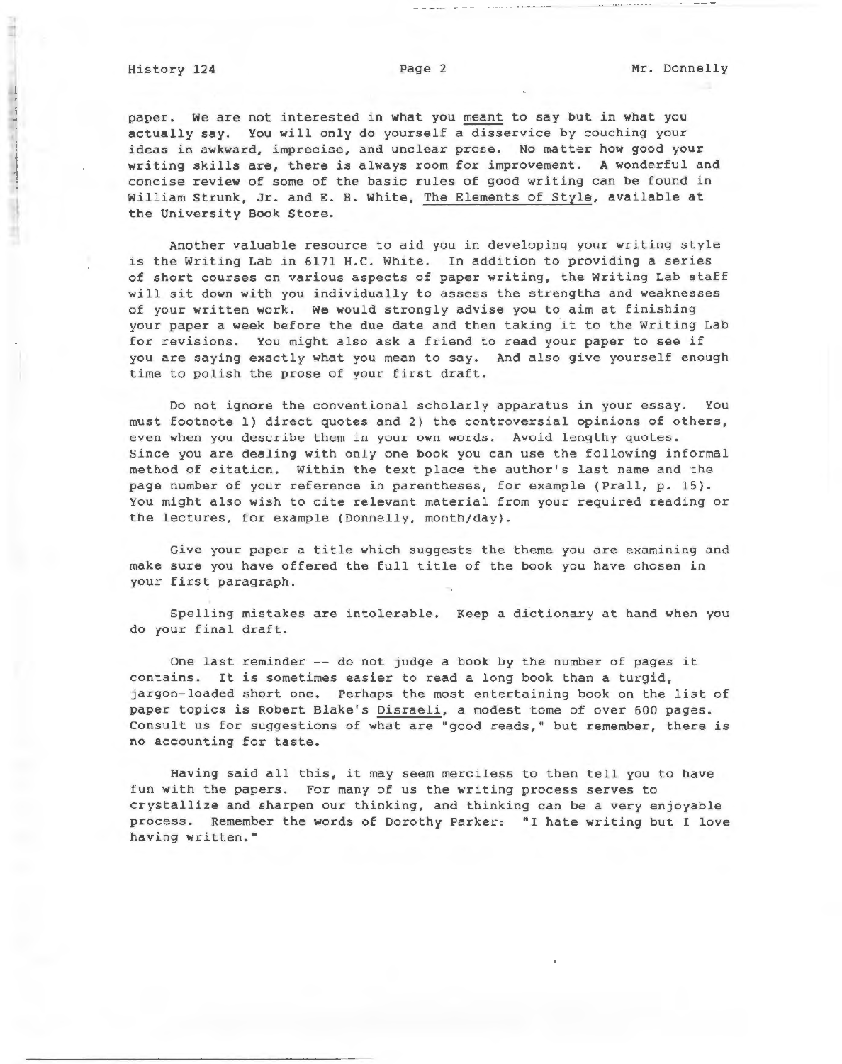paper. We are not interested in what you <u>meant</u> to say but in what you actually say. You will only do yourself a disservice by couching your ideas in awkward, imprecise, and unclear prose. No matter how good your writing skills are, there is always room for improvement. A wonderful and concise review of some of the basic rules of good writing can be found in William Strunk, Jr. and E. B. White, <u>The Elements of Style</u>, available at the University Book Store.

Another valuable resource to aid you in developing your writing style is the Writing Lab in 6171 H.C. White. In addition to providing a series of short courses on various aspects of paper writing, the Writing Lab staff will sit down with you individually to assess the strengths and weaknesses of your written work. We would strongly advise you to aim at finishing your paper a week before the due date and then taking it to the Writing Lab for revisions. You might also ask a friend to read your paper to see if you are saying exactly what you mean to say. And also give yourself enough time to polish the prose of your first draft.

Do not ignore the conventional scholarly apparatus in your essay. You must footnote 1) direct quotes and 2) the controversial opinions of others, even when you describe them in your own words. Avoid lengthy quotes. Since you are dealing with only one book you can use the following informal method of citation. Within the text place the author's last name and the page number of your reference in parentheses, for example (Prall, p. 15). You might also wish to cite relevant material from your required reading or the lectures, for example (Donnelly, month/day).

Give your paper a title which suggests the theme you are examining and make sure you have offered the full title of the book you have chosen in your first paragraph.

Spelling mistakes are intolerable. Keep a dictionary at hand when you do your final draft.

One last reminder -- do not judge a book by the number of pages it contains. It is sometimes easier to read a long book than a turgid, jargon-loaded short one. Perhaps the most entertaining book on the list of paper topics is Robert Blake's <u>Disraeli</u>, a modest tome of over 600 pages. Consult us for suggestions of what are "good reads," but remember, there is no accounting for taste.

Having said all this, it may seem merciless to then tell you to have fun with the papers. For many of us the writing process serves to crystallize and sharpen our thinking, and thinking can be a very enjoyable process. Remember the words of Dorothy Parker: "I hate writing but I love having written."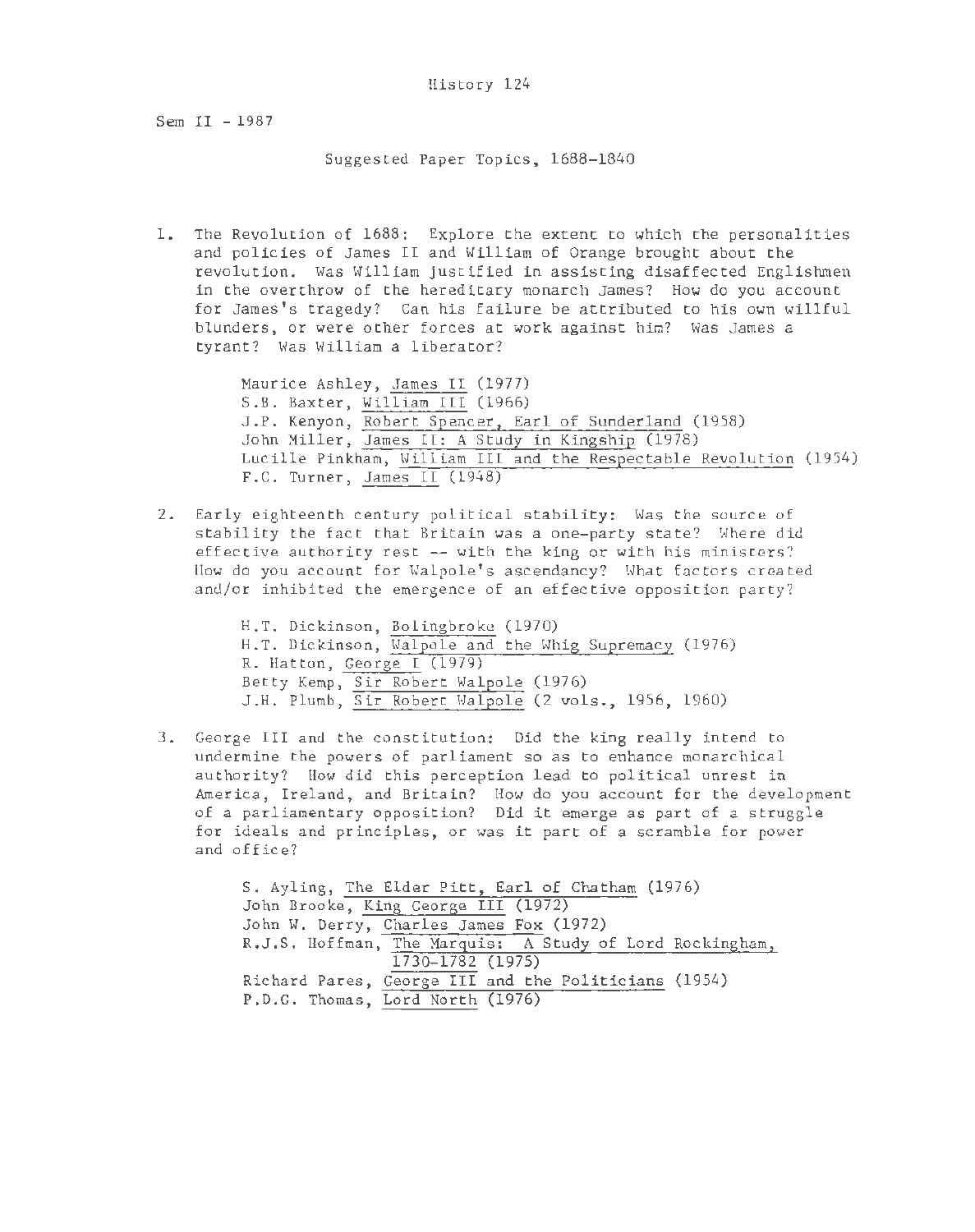History 124

Sem II - 1987

Suggested Paper Topics, 1688-1840

1. The Revolution of 1688: Explore the extent to which the personalities and policies of James II and William of Orange brought about the revolution. Was William justified in assisting disaffected Englishmen in the overthrow of the hereditary monarch James? How do you account for James's tragedy? Can his failure be attributed to his own willful blunders, or were other forces at work against him? Was James a tyrant? Was William a liberator?

   Maurice Ashley, James II (1977)
   S.B. Baxter, William III (1966)
   J.P. Kenyon, Robert Spencer, Earl of Sunderland (1958)
   John Miller, James II: A Study in Kingship (1978)
   Lucille Pinkham, William III and the Respectable Revolution (1954)
   F.C. Turner, James II (1948)

2. Early eighteenth century political stability: Was the source of stability the fact that Britain was a one-party state? Where did effective authority rest -- with the king or with his ministers? How do you account for Walpole's ascendancy? What factors created and/or inhibited the emergence of an effective opposition party?

   H.T. Dickinson, Bolingbroke (1970)
   H.T. Dickinson, Walpole and the Whig Supremacy (1976)
   R. Hatton, George I (1979)
   Betty Kemp, Sir Robert Walpole (1976)
   J.H. Plumb, Sir Robert Walpole (2 vols., 1956, 1960)

3. George III and the constitution: Did the king really intend to undermine the powers of parliament so as to enhance monarchical authority? How did this perception lead to political unrest in America, Ireland, and Britain? How do you account for the development of a parliamentary opposition? Did it emerge as part of a struggle for ideals and principles, or was it part of a scramble for power and office?

   S. Ayling, The Elder Pitt, Earl of Chatham (1976)
   John Brooke, King George III (1972)
   John W. Derry, Charles James Fox (1972)
   R.J.S. Hoffman, The Marquis: A Study of Lord Rockingham, 1730-1782 (1975)
   Richard Pares, George III and the Politicians (1954)
   P.D.G. Thomas, Lord North (1976)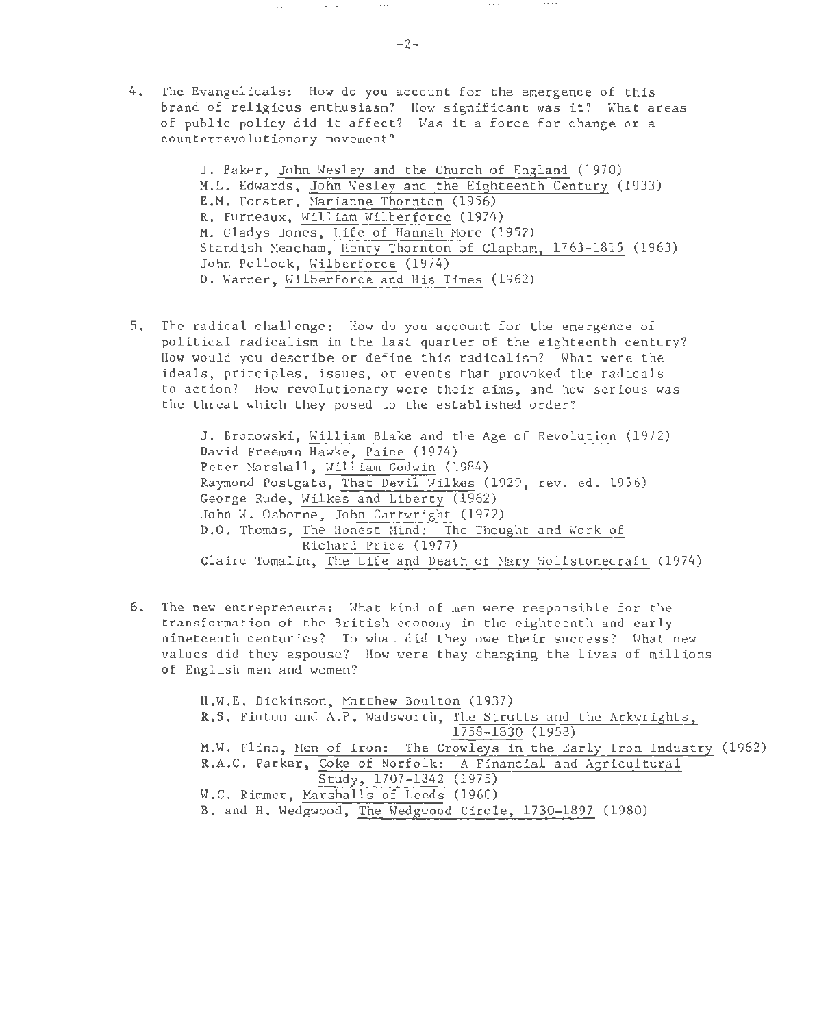4. The Evangelicals: How do you account for the emergence of this brand of religious enthusiasm? How significant was it? What areas of public policy did it affect? Was it a force for change or a counterrevolutionary movement?

   J. Baker, John Wesley and the Church of England (1970)
   M.L. Edwards, John Wesley and the Eighteenth Century (1933)
   E.M. Forster, Marianne Thornton (1956)
   R. Furneaux, William Wilberforce (1974)
   M. Gladys Jones, Life of Hannah More (1952)
   Standish Meacham, Henry Thornton of Clapham, 1763-1815 (1963)
   John Pollock, Wilberforce (1974)
   O. Warner, Wilberforce and His Times (1962)

5. The radical challenge: How do you account for the emergence of political radicalism in the last quarter of the eighteenth century? How would you describe or define this radicalism? What were the ideals, principles, issues, or events that provoked the radicals to action? How revolutionary were their aims, and how serious was the threat which they posed to the established order?

   J. Bronowski, William Blake and the Age of Revolution (1972)
   David Freeman Hawke, Paine (1974)
   Peter Marshall, William Godwin (1984)
   Raymond Postgate, That Devil Wilkes (1929, rev. ed. 1956)
   George Rude, Wilkes and Liberty (1962)
   John W. Osborne, John Cartwright (1972)
   D.O. Thomas, The Honest Mind: The Thought and Work of Richard Price (1977)
   Claire Tomalin, The Life and Death of Mary Wollstonecraft (1974)

6. The new entrepreneurs: What kind of men were responsible for the transformation of the British economy in the eighteenth and early nineteenth centuries? To what did they owe their success? What new values did they espouse? How were they changing the lives of millions of English men and women?

   H.W.E. Dickinson, Matthew Boulton (1937)
   R.S. Finton and A.P. Wadsworth, The Strutts and the Arkwrights, 1758-1830 (1958)
   M.W. Flinn, Men of Iron: The Crowleys in the Early Iron Industry (1962)
   R.A.C. Parker, Coke of Norfolk: A Financial and Agricultural Study, 1707-1842 (1975)
   W.G. Rimmer, Marshalls of Leeds (1960)
   B. and H. Wedgwood, The Wedgwood Circle, 1730-1897 (1980)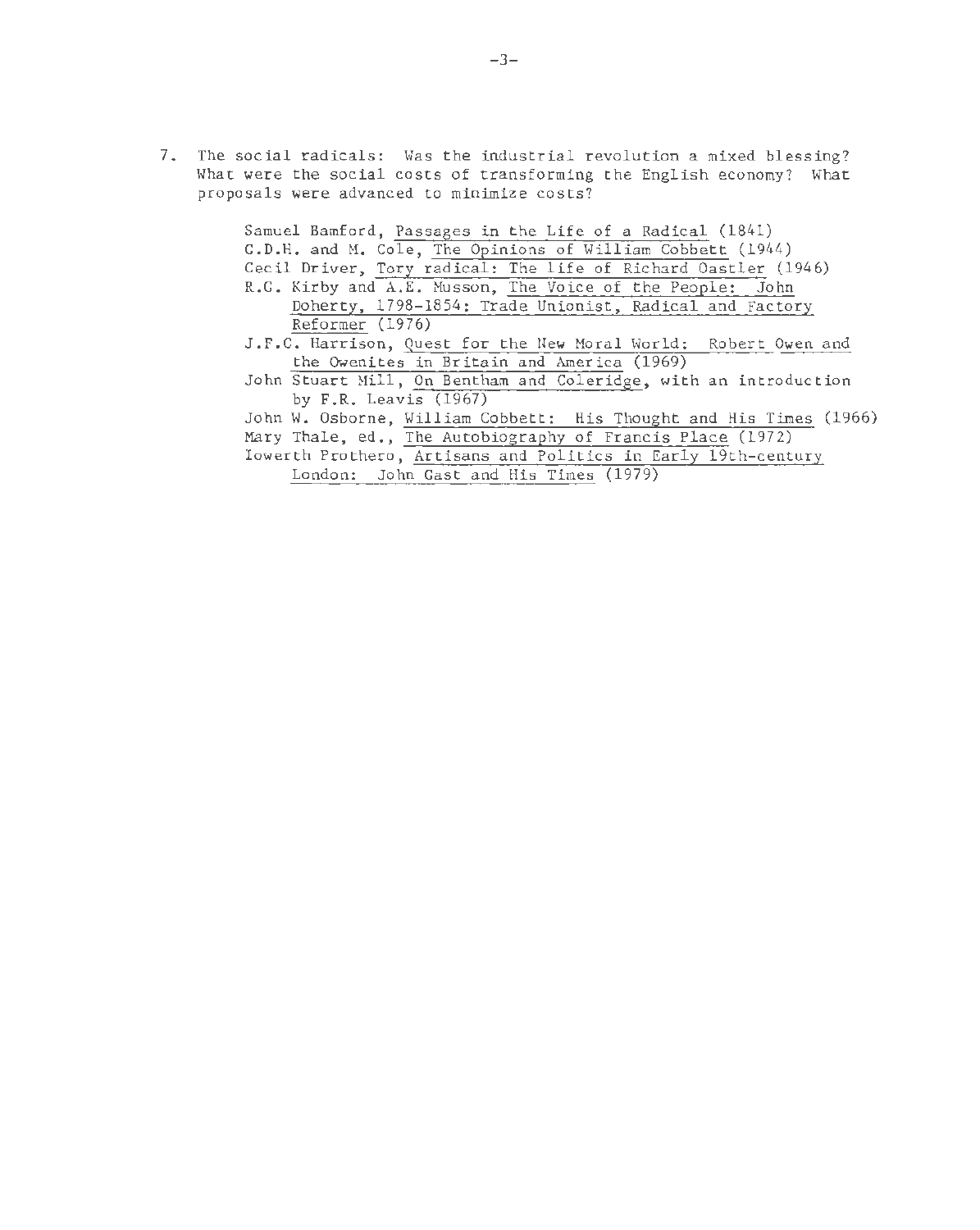7. The social radicals: Was the industrial revolution a mixed blessing? What were the social costs of transforming the English economy? What proposals were advanced to minimize costs?

    Samuel Bamford, Passages in the Life of a Radical (1841)
    G.D.H. and M. Cole, The Opinions of William Cobbett (1944)
    Cecil Driver, Tory radical: The life of Richard Oastler (1946)
    R.G. Kirby and A.E. Musson, The Voice of the People: John Doherty, 1798-1854: Trade Unionist, Radical and Factory Reformer (1976)
    J.F.C. Harrison, Quest for the New Moral World: Robert Owen and the Owenites in Britain and America (1969)
    John Stuart Mill, On Bentham and Coleridge, with an introduction by F.R. Leavis (1967)
    John W. Osborne, William Cobbett: His Thought and His Times (1966)
    Mary Thale, ed., The Autobiography of Francis Place (1972)
    Iowerth Prothero, Artisans and Politics in Early 19th-century London: John Gast and His Times (1979)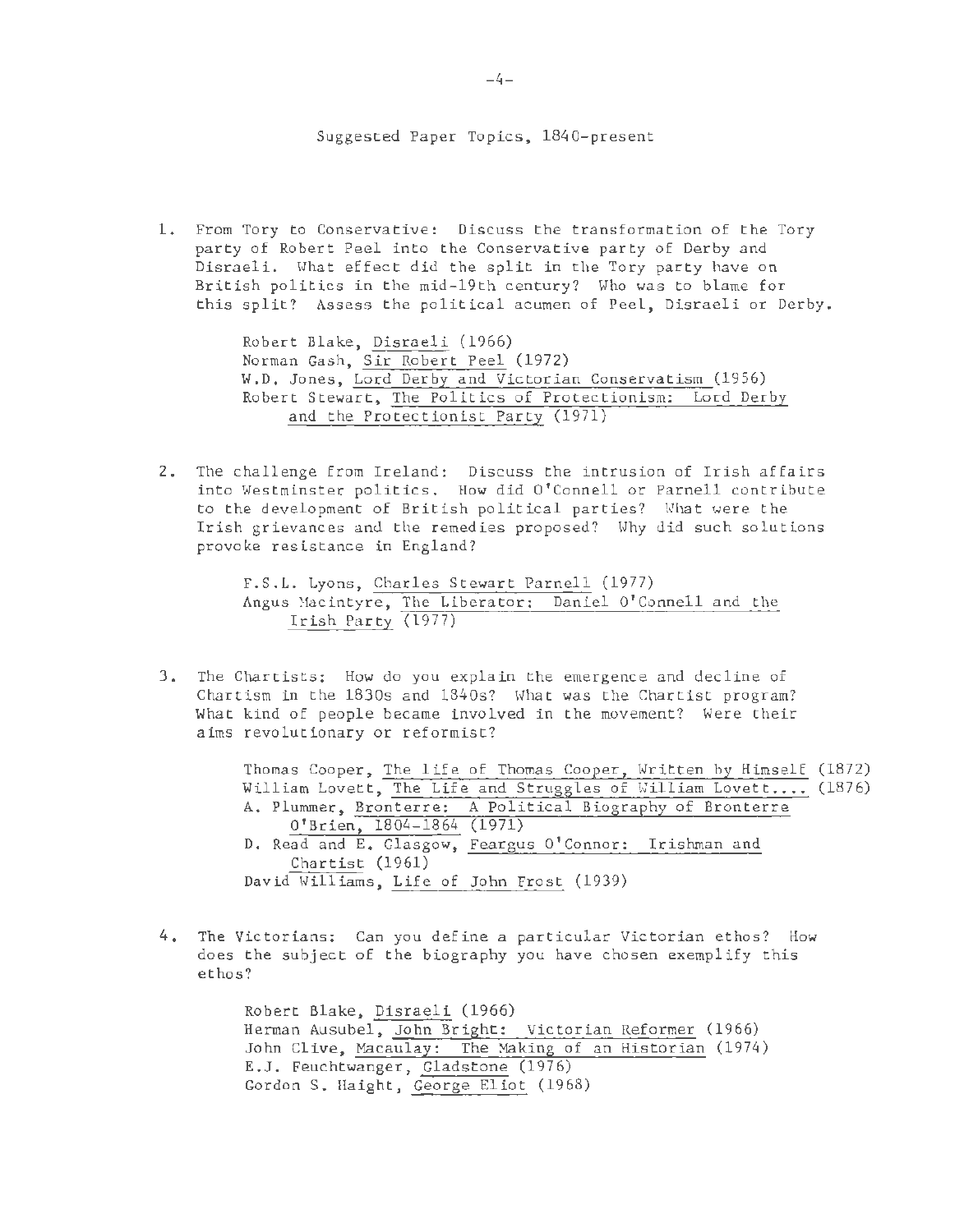## Suggested Paper Topics, 1840-present

1. From Tory to Conservative: Discuss the transformation of the Tory party of Robert Peel into the Conservative party of Derby and Disraeli. What effect did the split in the Tory party have on British politics in the mid-19th century? Who was to blame for this split? Assess the political acumen of Peel, Disraeli or Derby.

   Robert Blake, _Disraeli_ (1966)
   Norman Gash, _Sir Robert Peel_ (1972)
   W.D. Jones, _Lord Derby and Victorian Conservatism_ (1956)
   Robert Stewart, _The Politics of Protectionism: Lord Derby and the Protectionist Party_ (1971)

2. The challenge from Ireland: Discuss the intrusion of Irish affairs into Westminster politics. How did O'Connell or Parnell contribute to the development of British political parties? What were the Irish grievances and the remedies proposed? Why did such solutions provoke resistance in England?

   F.S.L. Lyons, _Charles Stewart Parnell_ (1977)
   Angus Macintyre, _The Liberator: Daniel O'Connell and the Irish Party_ (1977)

3. The Chartists: How do you explain the emergence and decline of Chartism in the 1830s and 1840s? What was the Chartist program? What kind of people became involved in the movement? Were their aims revolutionary or reformist?

   Thomas Cooper, _The life of Thomas Cooper, Written by Himself_ (1872)
   William Lovett, _The Life and Struggles of William Lovett...._ (1876)
   A. Plummer, _Bronterre: A Political Biography of Bronterre O'Brien, 1804-1864_ (1971)
   D. Read and E. Glasgow, _Feargus O'Connor: Irishman and Chartist_ (1961)
   David Williams, _Life of John Frost_ (1939)

4. The Victorians: Can you define a particular Victorian ethos? How does the subject of the biography you have chosen exemplify this ethos?

   Robert Blake, _Disraeli_ (1966)
   Herman Ausubel, _John Bright: Victorian Reformer_ (1966)
   John Clive, _Macaulay: The Making of an Historian_ (1974)
   E.J. Feuchtwanger, _Gladstone_ (1976)
   Gordon S. Haight, _George Eliot_ (1968)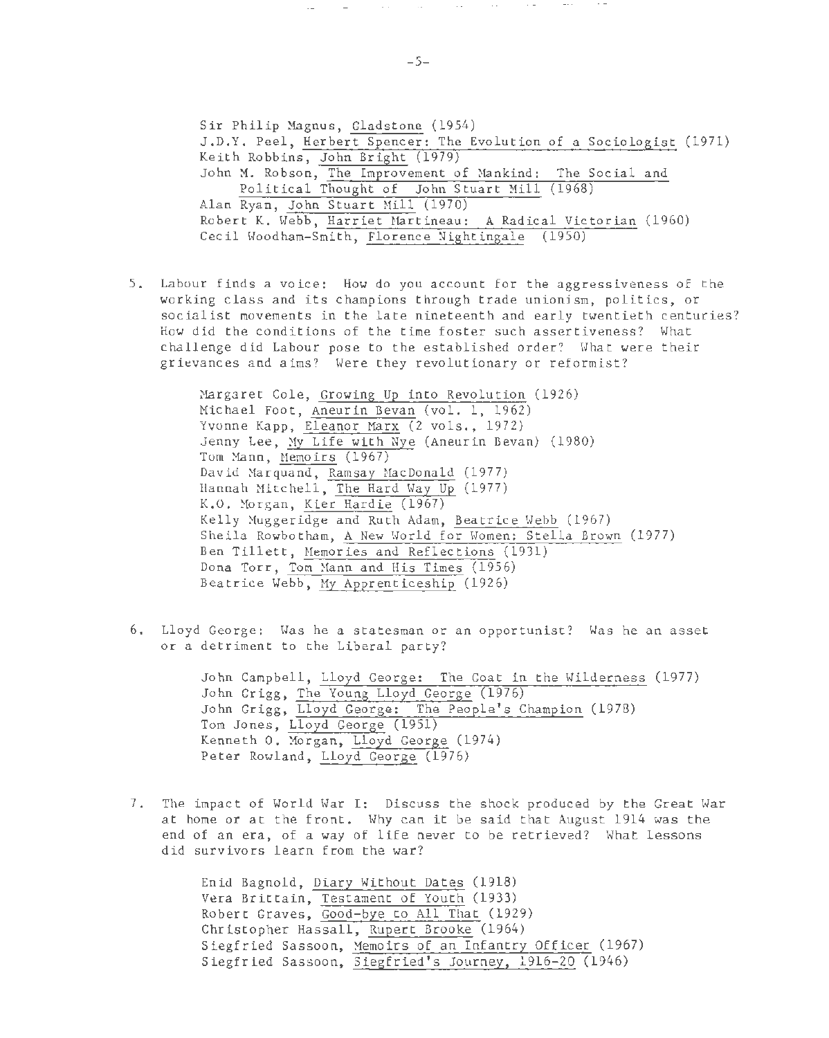Sir Philip Magnus, Gladstone (1954)
J.D.Y. Peel, Herbert Spencer: The Evolution of a Sociologist (1971)
Keith Robbins, John Bright (1979)
John M. Robson, The Improvement of Mankind: The Social and Political Thought of John Stuart Mill (1968)
Alan Ryan, John Stuart Mill (1970)
Robert K. Webb, Harriet Martineau: A Radical Victorian (1960)
Cecil Woodham-Smith, Florence Nightingale (1950)

5. Labour finds a voice: How do you account for the aggressiveness of the working class and its champions through trade unionism, politics, or socialist movements in the late nineteenth and early twentieth centuries? How did the conditions of the time foster such assertiveness? What challenge did Labour pose to the established order? What were their grievances and aims? Were they revolutionary or reformist?

    Margaret Cole, Growing Up into Revolution (1926)
    Michael Foot, Aneurin Bevan (vol. 1, 1962)
    Yvonne Kapp, Eleanor Marx (2 vols., 1972)
    Jenny Lee, My Life with Nye (Aneurin Bevan) (1980)
    Tom Mann, Memoirs (1967)
    David Marquand, Ramsay MacDonald (1977)
    Hannah Mitchell, The Hard Way Up (1977)
    K.O. Morgan, Kier Hardie (1967)
    Kelly Muggeridge and Ruth Adam, Beatrice Webb (1967)
    Sheila Rowbotham, A New World for Women: Stella Brown (1977)
    Ben Tillett, Memories and Reflections (1931)
    Dona Torr, Tom Mann and His Times (1956)
    Beatrice Webb, My Apprenticeship (1926)

6. Lloyd George: Was he a statesman or an opportunist? Was he an asset or a detriment to the Liberal party?

    John Campbell, Lloyd George: The Goat in the Wilderness (1977)
    John Grigg, The Young Lloyd George (1976)
    John Grigg, Lloyd George: The People's Champion (1978)
    Tom Jones, Lloyd George (1951)
    Kenneth O. Morgan, Lloyd George (1974)
    Peter Rowland, Lloyd George (1976)

7. The impact of World War I: Discuss the shock produced by the Great War at home or at the front. Why can it be said that August 1914 was the end of an era, of a way of life never to be retrieved? What lessons did survivors learn from the war?

    Enid Bagnold, Diary Without Dates (1918)
    Vera Brittain, Testament of Youth (1933)
    Robert Graves, Good-bye to All That (1929)
    Christopher Hassall, Rupert Brooke (1964)
    Siegfried Sassoon, Memoirs of an Infantry Officer (1967)
    Siegfried Sassoon, Siegfried's Journey, 1916-20 (1946)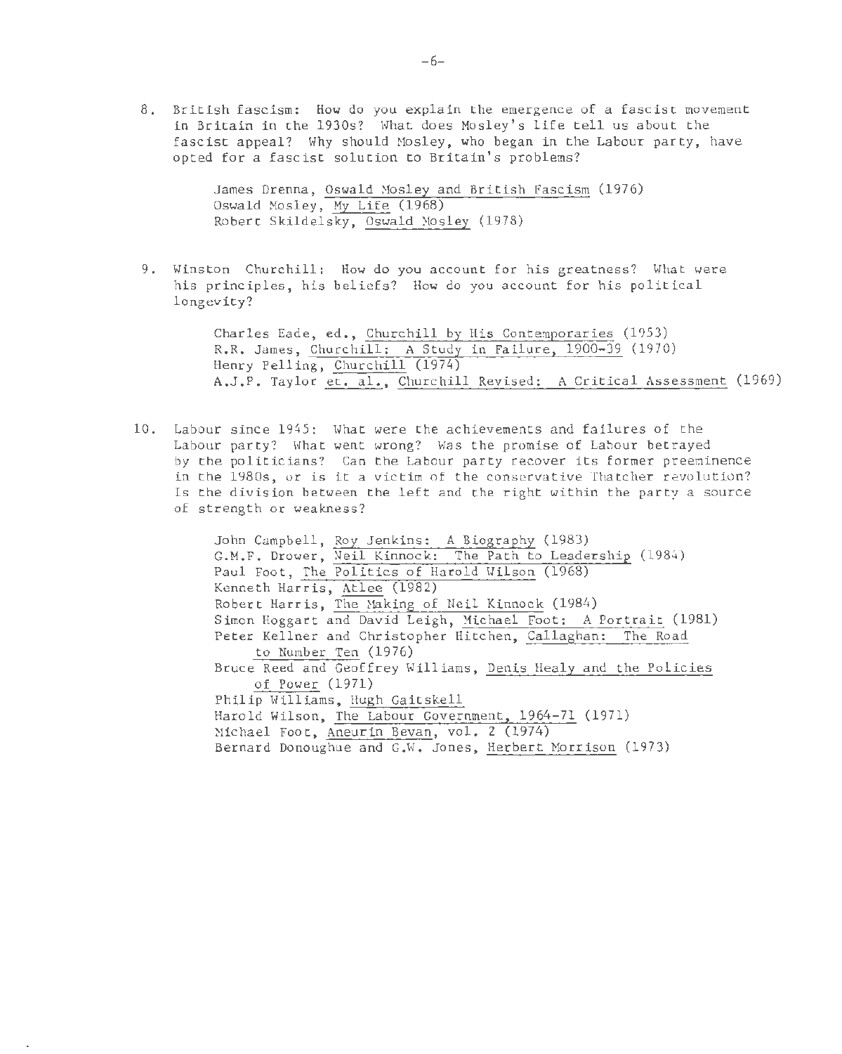8. British fascism: How do you explain the emergence of a fascist movement in Britain in the 1930s? What does Mosley's life tell us about the fascist appeal? Why should Mosley, who began in the Labour party, have opted for a fascist solution to Britain's problems?

   James Drenna, Oswald Mosley and British Fascism (1976)
   Oswald Mosley, My Life (1968)
   Robert Skildelsky, Oswald Mosley (1978)

9. Winston Churchill: How do you account for his greatness? What were his principles, his beliefs? How do you account for his political longevity?

   Charles Eade, ed., Churchill by His Contemporaries (1953)
   R.R. James, Churchill: A Study in Failure, 1900-39 (1970)
   Henry Pelling, Churchill (1974)
   A.J.P. Taylor et. al., Churchill Revised: A Critical Assessment (1969)

10. Labour since 1945: What were the achievements and failures of the Labour party? What went wrong? Was the promise of Labour betrayed by the politicians? Can the Labour party recover its former preeminence in the 1980s, or is it a victim of the conservative Thatcher revolution? Is the division between the left and the right within the party a source of strength or weakness?

    John Campbell, Roy Jenkins: A Biography (1983)
    G.M.F. Drower, Neil Kinnock: The Path to Leadership (1984)
    Paul Foot, The Politics of Harold Wilson (1968)
    Kenneth Harris, Atlee (1982)
    Robert Harris, The Making of Neil Kinnock (1984)
    Simon Hoggart and David Leigh, Michael Foot: A Portrait (1981)
    Peter Kellner and Christopher Hitchen, Callaghan: The Road to Number Ten (1976)
    Bruce Reed and Geoffrey Williams, Denis Healy and the Policies of Power (1971)
    Philip Williams, Hugh Gaitskell
    Harold Wilson, The Labour Government, 1964-71 (1971)
    Michael Foot, Aneurin Bevan, vol. 2 (1974)
    Bernard Donoughue and G.W. Jones, Herbert Morrison (1973)